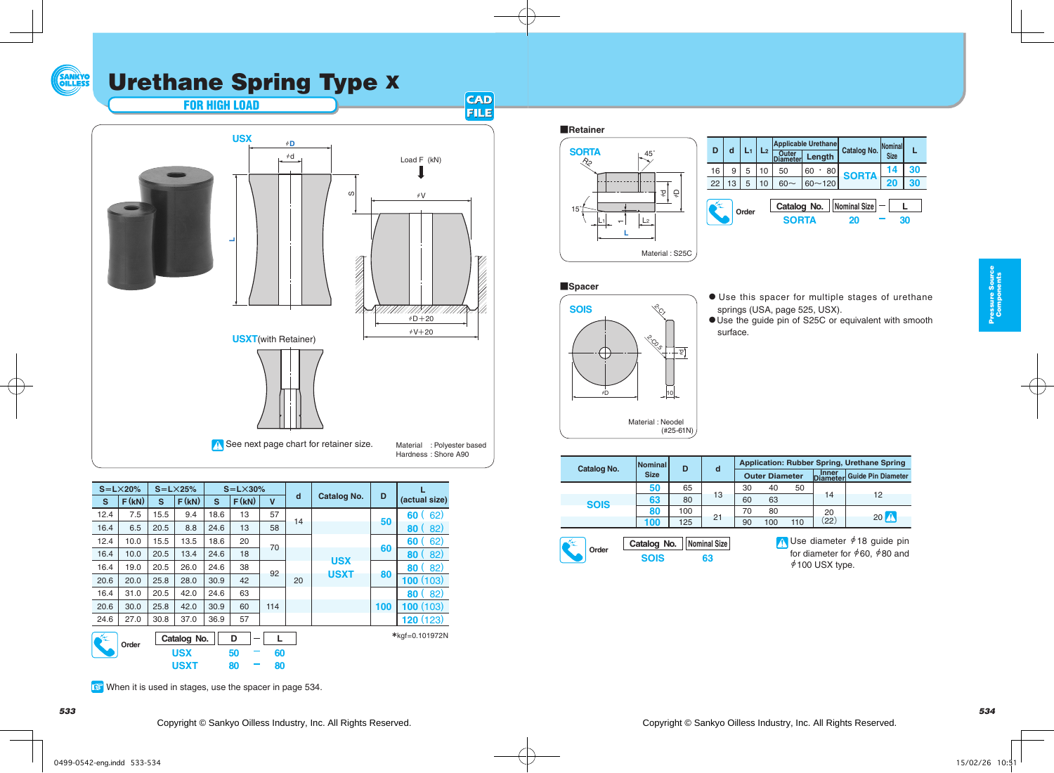# Urethane Spring Type X

**FOR HIGH LOAD**

CAD FILE

USX

USXT (with Retainer)

Load F (kN)

⚠ See next page chart for retainer size.

Material : Polyester based
Hardness : Shore A90

| S=L×20% | | S=L×25% | | S=L×30% | | | d | Catalog No. | D | L (actual size) |
|---|---|---|---|---|---|---|---|---|---|---|
| S | F (kN) | S | F (kN) | S | F (kN) | V | | | | |
| 12.4 | 7.5 | 15.5 | 9.4 | 18.6 | 13 | 57 | 14 | USX USXT | 50 | 60 ( 62) |
| 16.4 | 6.5 | 20.5 | 8.8 | 24.6 | 13 | 58 | | | | 80 ( 82) |
| 12.4 | 10.0 | 15.5 | 13.5 | 18.6 | 20 | 70 | 20 | | 60 | 60 ( 62) |
| 16.4 | 10.0 | 20.5 | 13.4 | 24.6 | 18 | | | | | 80 ( 82) |
| 16.4 | 19.0 | 20.5 | 26.0 | 24.6 | 38 | 92 | | | 80 | 80 ( 82) |
| 20.6 | 20.0 | 25.8 | 28.0 | 30.9 | 42 | | | | | 100 (103) |
| 16.4 | 31.0 | 20.5 | 42.0 | 24.6 | 63 | 114 | | | 100 | 80 ( 82) |
| 20.6 | 30.0 | 25.8 | 42.0 | 30.9 | 60 | | | | | 100 (103) |
| 24.6 | 27.0 | 30.8 | 37.0 | 36.9 | 57 | | | | | 120 (123) |

*kgf=0.101972N

**Order**

| Catalog No. | D | – | L |
|---|---|---|---|
| USX | 50 | – | 60 |
| USXT | 80 | – | 80 |

When it is used in stages, use the spacer in page 534.

Copyright © Sankyo Oilless Industry, Inc. All Rights Reserved.

## ■Retainer

SORTA

Material : S25C

| D | d | $L_1$ | $L_2$ | Applicable Urethane Outer Diameter | Applicable Urethane Length | Catalog No. | Nominal Size | L |
|---|---|---|---|---|---|---|---|---|
| 16 | 9 | 5 | 10 | 50 | 60・80 | SORTA | 14 | 30 |
| 22 | 13 | 5 | 10 | 60~ | 60~120 | SORTA | 20 | 30 |

**Order**

| Catalog No. | Nominal Size | – | L |
|---|---|---|---|
| SORTA | 20 | – | 30 |

## ■Spacer

SOIS

Material : Neodel (#25-61N)

- Use this spacer for multiple stages of urethane springs (USA, page 525, USX).
- Use the guide pin of S25C or equivalent with smooth surface.

| Catalog No. | Nominal Size | D | d | Application: Rubber Spring, Urethane Spring Outer Diameter | | | Inner Diameter | Guide Pin Diameter |
|---|---|---|---|---|---|---|---|---|
| SOIS | 50 | 65 | 13 | 30 | 40 | 50 | 14 | 12 |
| | 63 | 80 | | 60 | 63 | | | |
| | 80 | 100 | 21 | 70 | 80 | | 20 (22) | 20 ⚠ |
| | 100 | 125 | | 90 | 100 | 110 | | |

**Order**

| Catalog No. | Nominal Size |
|---|---|
| SOIS | 63 |

⚠ Use diameter ϕ18 guide pin for diameter for ϕ60, ϕ80 and ϕ100 USX type.

Copyright © Sankyo Oilless Industry, Inc. All Rights Reserved.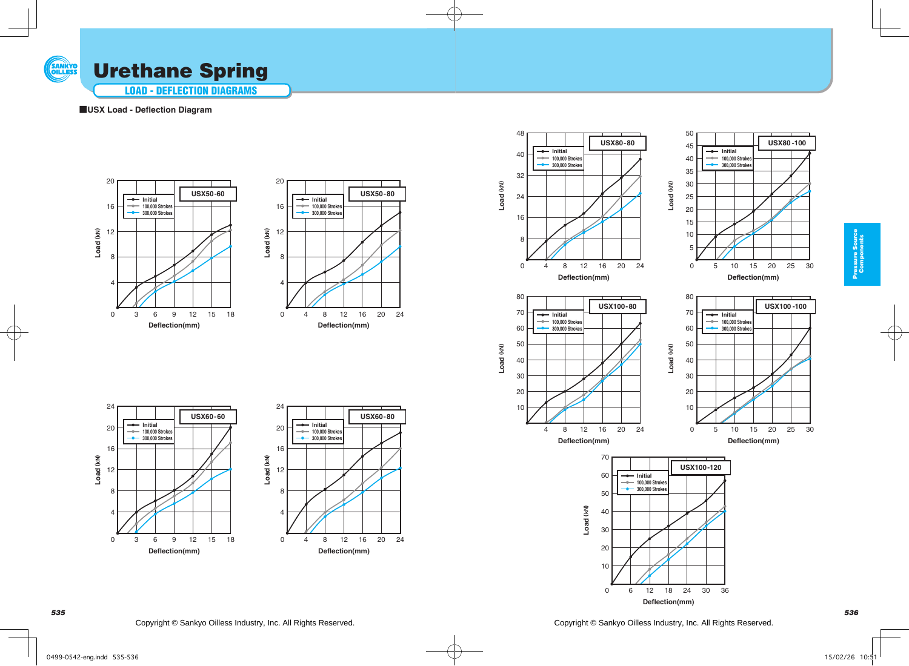# Urethane Spring

## LOAD - DEFLECTION DIAGRAMS

■USX Load - Deflection Diagram

USX50-60
Initial
100,000 Strokes
300,000 Strokes
Load (kN)
0 4 8 12 16 20
Deflection(mm)
0 3 6 9 12 15 18

USX50-80
Initial
100,000 Strokes
300,000 Strokes
Load (kN)
0 4 8 12 16 20
Deflection(mm)
0 4 8 12 16 20 24

USX60-60
Initial
100,000 Strokes
300,000 Strokes
Load (kN)
0 4 8 12 16 20 24
Deflection(mm)
0 3 6 9 12 15 18

USX60-80
Initial
100,000 Strokes
300,000 Strokes
Load (kN)
0 4 8 12 16 20 24
Deflection(mm)
0 4 8 12 16 20 24

USX80-80
Initial
100,000 Strokes
300,000 Strokes
Load (kN)
8 16 24 32 40 48
Deflection(mm)
0 4 8 12 16 20 24

USX80-100
Initial
100,000 Strokes
300,000 Strokes
Load (kN)
5 10 15 20 25 30 35 40 45 50
Deflection(mm)
0 5 10 15 20 25 30

USX100-80
Initial
100,000 Strokes
300,000 Strokes
Load (kN)
10 20 30 40 50 60 70 80
Deflection(mm)
4 8 12 16 20 24

USX100-100
Initial
100,000 Strokes
300,000 Strokes
Load (kN)
10 20 30 40 50 60 70 80
Deflection(mm)
0 5 10 15 20 25 30

USX100-120
Initial
100,000 Strokes
300,000 Strokes
Load (kN)
0 10 20 30 40 50 60 70
Deflection(mm)
6 12 18 24 30 36

Pressure Source Components

Copyright © Sankyo Oilless Industry, Inc. All Rights Reserved.